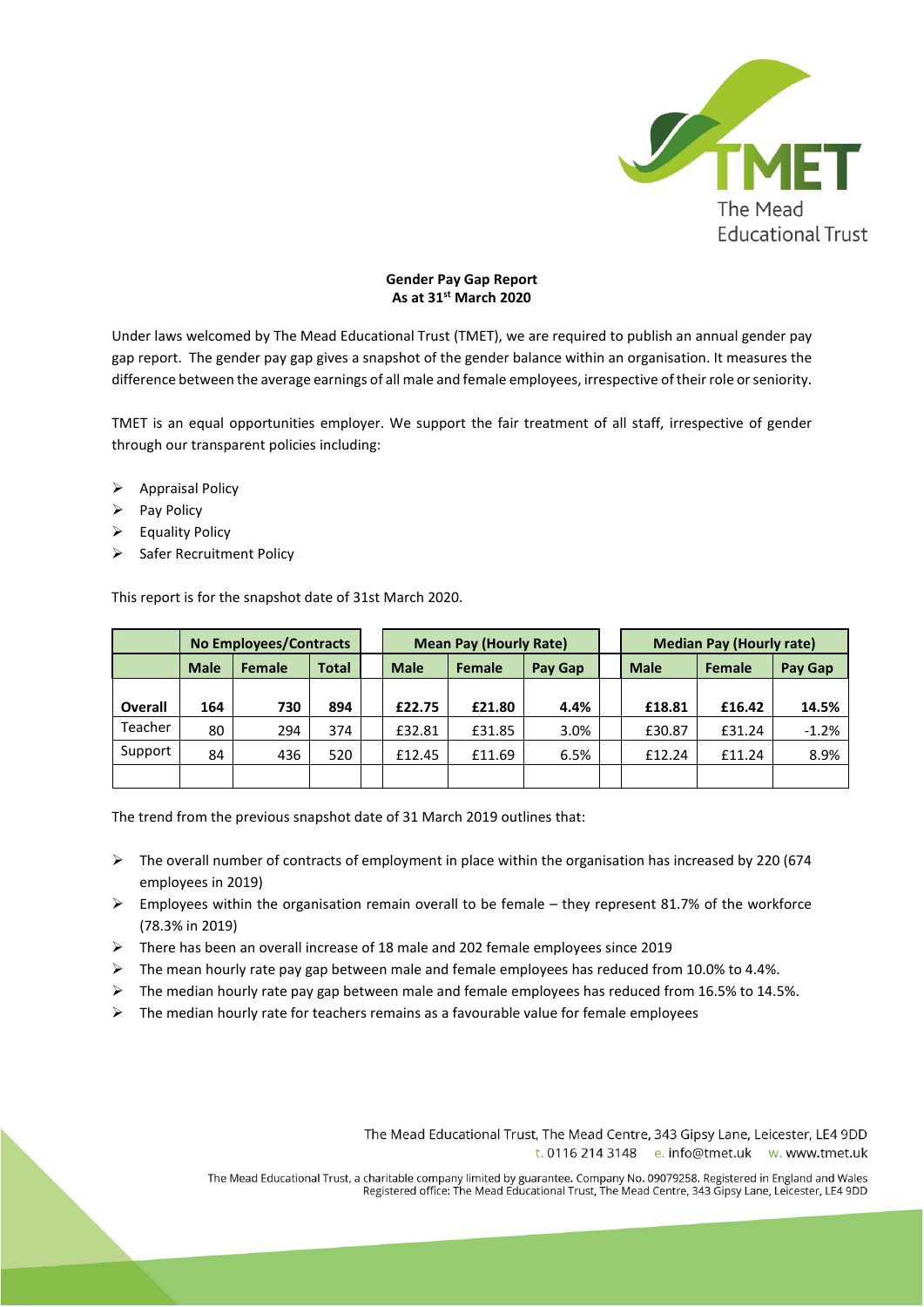**Gender Pay Gap Report**
**As at 31st March 2020**

Under laws welcomed by The Mead Educational Trust (TMET), we are required to publish an annual gender pay gap report. The gender pay gap gives a snapshot of the gender balance within an organisation. It measures the difference between the average earnings of all male and female employees, irrespective of their role or seniority.

TMET is an equal opportunities employer. We support the fair treatment of all staff, irrespective of gender through our transparent policies including:

- Appraisal Policy
- Pay Policy
- Equality Policy
- Safer Recruitment Policy

This report is for the snapshot date of 31st March 2020.

| | No Employees/Contracts | | | | Mean Pay (Hourly Rate) | | | | Median Pay (Hourly rate) | | |
|---|---|---|---|---|---|---|---|---|---|---|---|
| | **Male** | **Female** | **Total** | | **Male** | **Female** | **Pay Gap** | | **Male** | **Female** | **Pay Gap** |
| **Overall** | **164** | **730** | **894** | | **£22.75** | **£21.80** | **4.4%** | | **£18.81** | **£16.42** | **14.5%** |
| Teacher | 80 | 294 | 374 | | £32.81 | £31.85 | 3.0% | | £30.87 | £31.24 | -1.2% |
| Support | 84 | 436 | 520 | | £12.45 | £11.69 | 6.5% | | £12.24 | £11.24 | 8.9% |
| | | | | | | | | | | | |

The trend from the previous snapshot date of 31 March 2019 outlines that:

- The overall number of contracts of employment in place within the organisation has increased by 220 (674 employees in 2019)
- Employees within the organisation remain overall to be female – they represent 81.7% of the workforce (78.3% in 2019)
- There has been an overall increase of 18 male and 202 female employees since 2019
- The mean hourly rate pay gap between male and female employees has reduced from 10.0% to 4.4%.
- The median hourly rate pay gap between male and female employees has reduced from 16.5% to 14.5%.
- The median hourly rate for teachers remains as a favourable value for female employees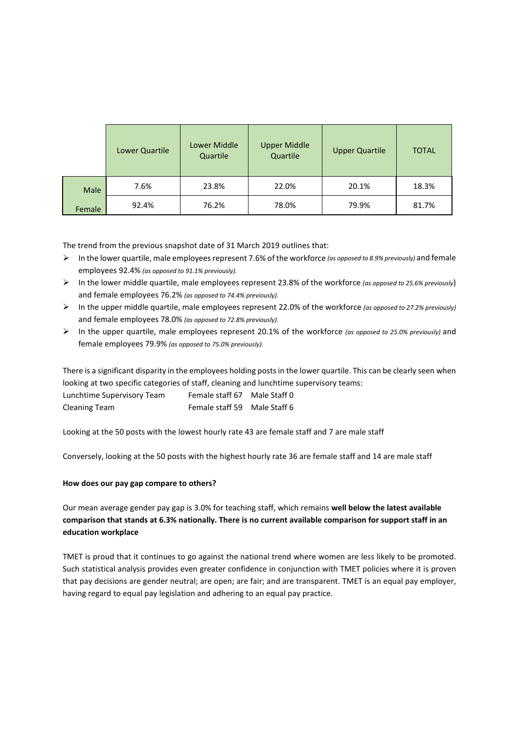| | Lower Quartile | Lower Middle Quartile | Upper Middle Quartile | Upper Quartile | TOTAL |
|---|---|---|---|---|---|
| Male | 7.6% | 23.8% | 22.0% | 20.1% | 18.3% |
| Female | 92.4% | 76.2% | 78.0% | 79.9% | 81.7% |

The trend from the previous snapshot date of 31 March 2019 outlines that:

- In the lower quartile, male employees represent 7.6% of the workforce *(as opposed to 8.9% previously)* and female employees 92.4% *(as opposed to 91.1% previously).*
- In the lower middle quartile, male employees represent 23.8% of the workforce *(as opposed to 25.6% previously*) and female employees 76.2% *(as opposed to 74.4% previously).*
- In the upper middle quartile, male employees represent 22.0% of the workforce *(as opposed to 27.2% previously)* and female employees 78.0% *(as opposed to 72.8% previously).*
- In the upper quartile, male employees represent 20.1% of the workforce *(as opposed to 25.0% previously)* and female employees 79.9% *(as opposed to 75.0% previously).*

There is a significant disparity in the employees holding posts in the lower quartile. This can be clearly seen when looking at two specific categories of staff, cleaning and lunchtime supervisory teams:

| | | |
|---|---|---|
| Lunchtime Supervisory Team | Female staff 67 | Male Staff 0 |
| Cleaning Team | Female staff 59 | Male Staff 6 |

Looking at the 50 posts with the lowest hourly rate 43 are female staff and 7 are male staff

Conversely, looking at the 50 posts with the highest hourly rate 36 are female staff and 14 are male staff

**How does our pay gap compare to others?**

Our mean average gender pay gap is 3.0% for teaching staff, which remains **well below the latest available comparison that stands at 6.3% nationally. There is no current available comparison for support staff in an education workplace**

TMET is proud that it continues to go against the national trend where women are less likely to be promoted. Such statistical analysis provides even greater confidence in conjunction with TMET policies where it is proven that pay decisions are gender neutral; are open; are fair; and are transparent. TMET is an equal pay employer, having regard to equal pay legislation and adhering to an equal pay practice.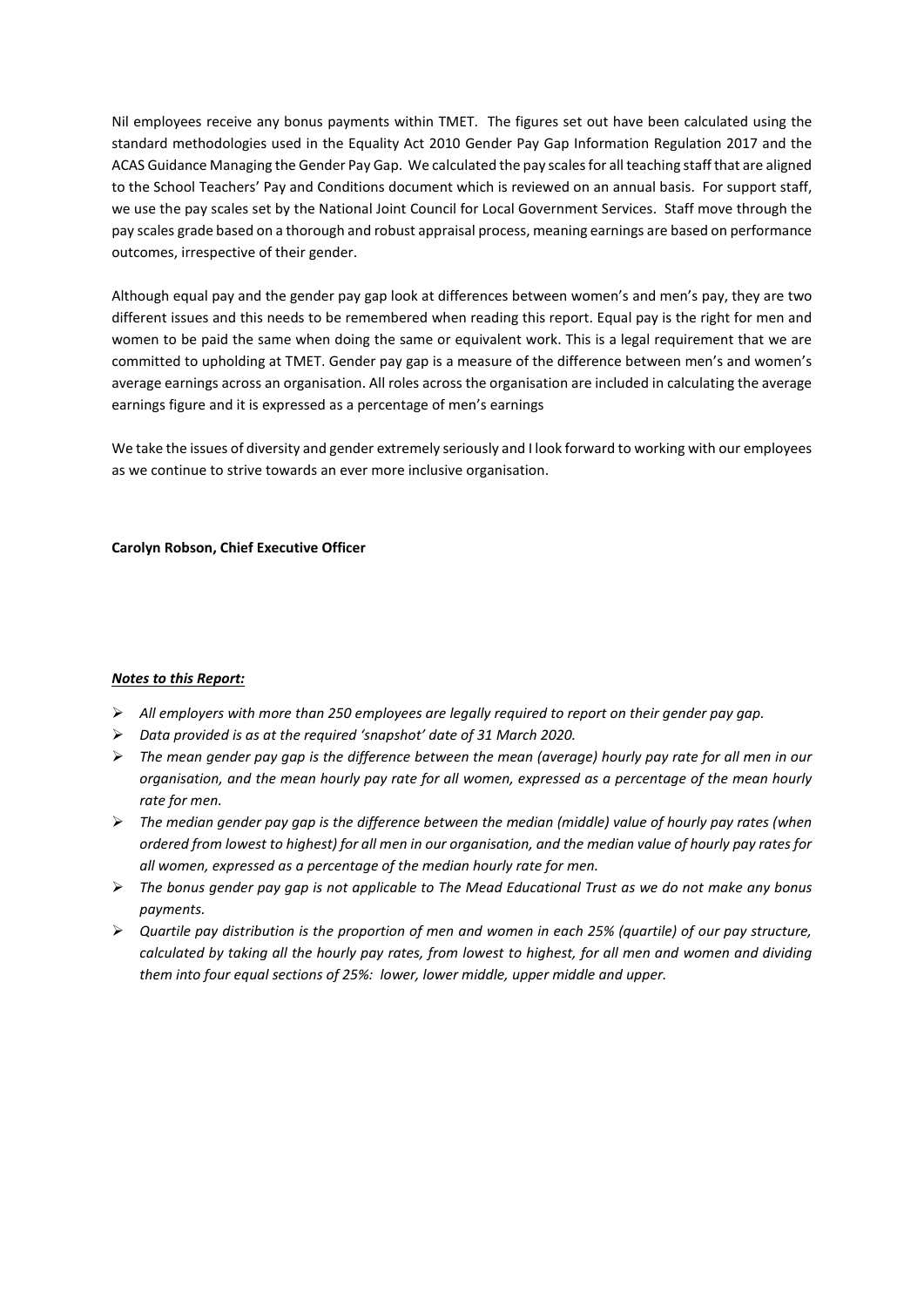Nil employees receive any bonus payments within TMET. The figures set out have been calculated using the standard methodologies used in the Equality Act 2010 Gender Pay Gap Information Regulation 2017 and the ACAS Guidance Managing the Gender Pay Gap. We calculated the pay scales for all teaching staff that are aligned to the School Teachers' Pay and Conditions document which is reviewed on an annual basis. For support staff, we use the pay scales set by the National Joint Council for Local Government Services. Staff move through the pay scales grade based on a thorough and robust appraisal process, meaning earnings are based on performance outcomes, irrespective of their gender.

Although equal pay and the gender pay gap look at differences between women's and men's pay, they are two different issues and this needs to be remembered when reading this report. Equal pay is the right for men and women to be paid the same when doing the same or equivalent work. This is a legal requirement that we are committed to upholding at TMET. Gender pay gap is a measure of the difference between men's and women's average earnings across an organisation. All roles across the organisation are included in calculating the average earnings figure and it is expressed as a percentage of men's earnings

We take the issues of diversity and gender extremely seriously and I look forward to working with our employees as we continue to strive towards an ever more inclusive organisation.

**Carolyn Robson, Chief Executive Officer**

***Notes to this Report:***

- *All employers with more than 250 employees are legally required to report on their gender pay gap.*
- *Data provided is as at the required 'snapshot' date of 31 March 2020.*
- *The mean gender pay gap is the difference between the mean (average) hourly pay rate for all men in our organisation, and the mean hourly pay rate for all women, expressed as a percentage of the mean hourly rate for men.*
- *The median gender pay gap is the difference between the median (middle) value of hourly pay rates (when ordered from lowest to highest) for all men in our organisation, and the median value of hourly pay rates for all women, expressed as a percentage of the median hourly rate for men.*
- *The bonus gender pay gap is not applicable to The Mead Educational Trust as we do not make any bonus payments.*
- *Quartile pay distribution is the proportion of men and women in each 25% (quartile) of our pay structure, calculated by taking all the hourly pay rates, from lowest to highest, for all men and women and dividing them into four equal sections of 25%: lower, lower middle, upper middle and upper.*